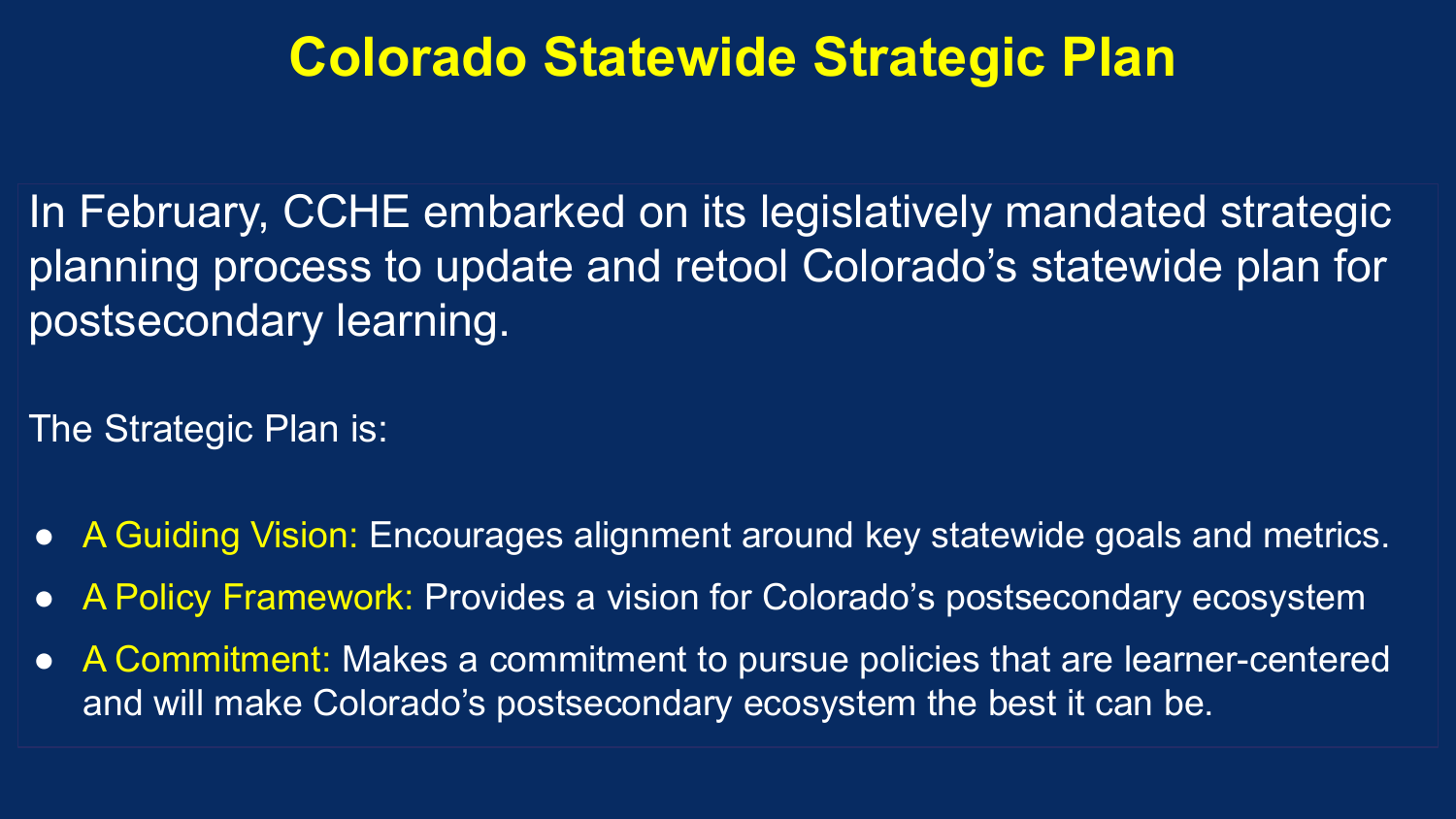# Colorado Statewide Strategic Plan

In February, CCHE embarked on its legislatively mandated strategic planning process to update and retool Colorado's statewide plan for postsecondary learning.

The Strategic Plan is:

- A Guiding Vision: Encourages alignment around key statewide goals and metrics.
- A Policy Framework: Provides a vision for Colorado's postsecondary ecosystem
- A Commitment: Makes a commitment to pursue policies that are learner-centered and will make Colorado's postsecondary ecosystem the best it can be.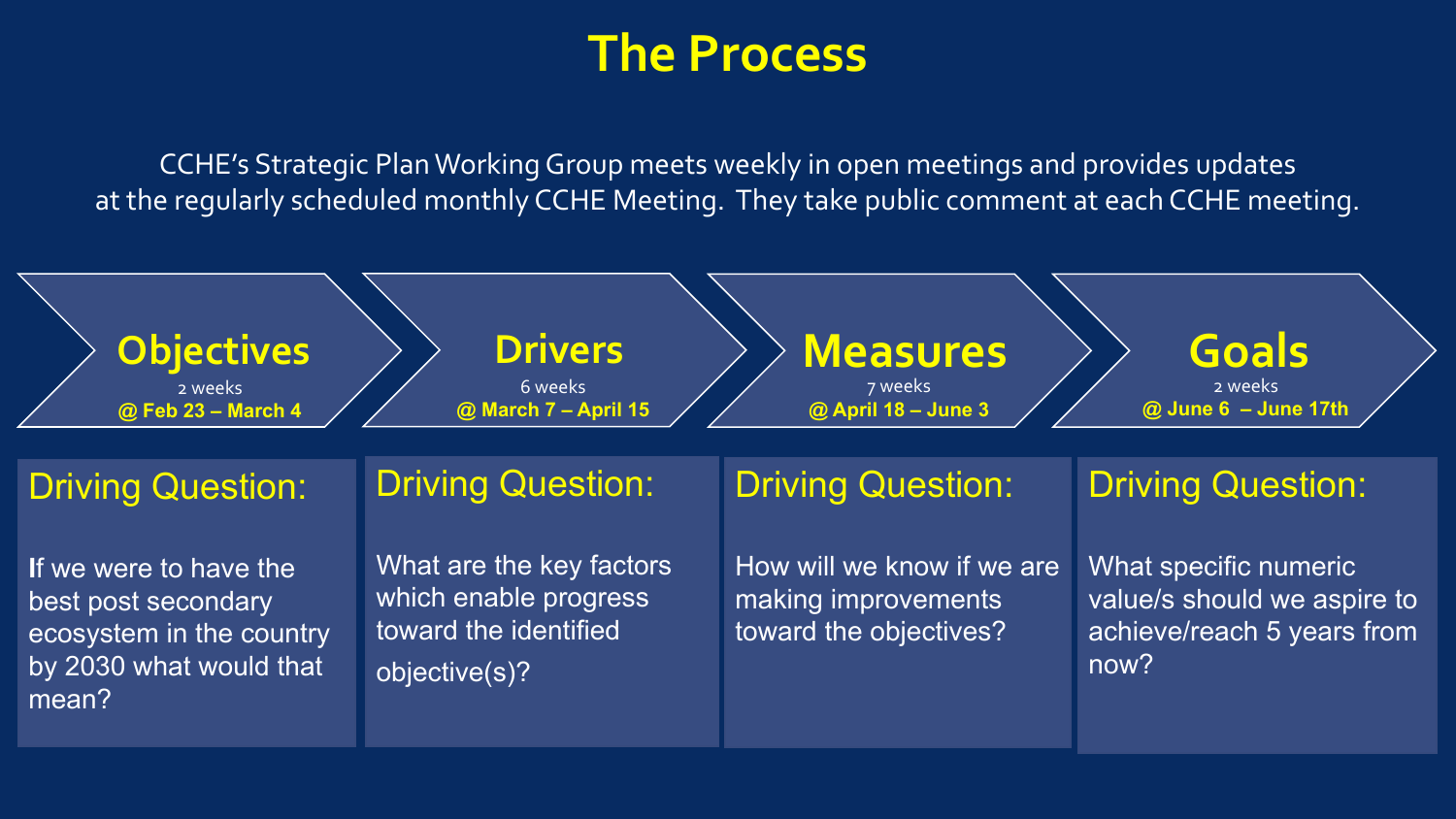# The Process

CCHE's Strategic Plan Working Group meets weekly in open meetings and provides updates at the regularly scheduled monthly CCHE Meeting. They take public comment at each CCHE meeting.

## Objectives

2 weeks

**@ Feb 23 – March 4**

**Driving Question:**

If we were to have the best post secondary ecosystem in the country by 2030 what would that mean?

## Drivers

6 weeks

**@ March 7 – April 15**

**Driving Question:**

What are the key factors which enable progress toward the identified objective(s)?

## Measures

7 weeks

**@ April 18 – June 3**

**Driving Question:**

How will we know if we are making improvements toward the objectives?

## Goals

2 weeks

**@ June 6 – June 17th**

**Driving Question:**

What specific numeric value/s should we aspire to achieve/reach 5 years from now?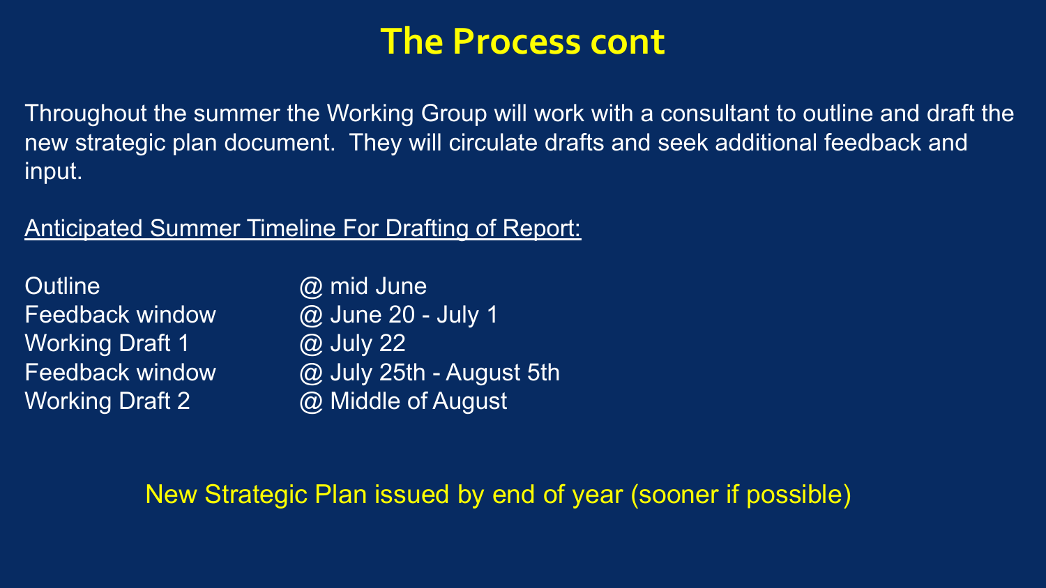# The Process cont

Throughout the summer the Working Group will work with a consultant to outline and draft the new strategic plan document. They will circulate drafts and seek additional feedback and input.

<u>Anticipated Summer Timeline For Drafting of Report:</u>

| | |
|---|---|
| Outline | @ mid June |
| Feedback window | @ June 20 - July 1 |
| Working Draft 1 | @ July 22 |
| Feedback window | @ July 25th - August 5th |
| Working Draft 2 | @ Middle of August |

New Strategic Plan issued by end of year (sooner if possible)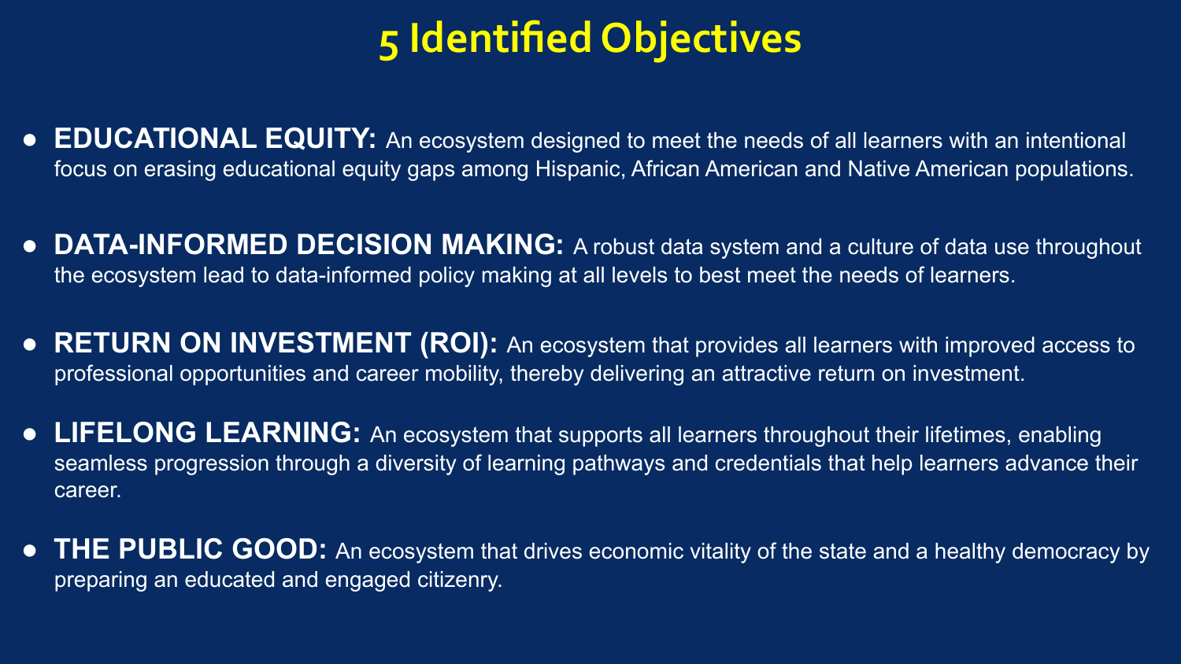# 5 Identified Objectives

- **EDUCATIONAL EQUITY:** An ecosystem designed to meet the needs of all learners with an intentional focus on erasing educational equity gaps among Hispanic, African American and Native American populations.

- **DATA-INFORMED DECISION MAKING:** A robust data system and a culture of data use throughout the ecosystem lead to data-informed policy making at all levels to best meet the needs of learners.

- **RETURN ON INVESTMENT (ROI):** An ecosystem that provides all learners with improved access to professional opportunities and career mobility, thereby delivering an attractive return on investment.

- **LIFELONG LEARNING:** An ecosystem that supports all learners throughout their lifetimes, enabling seamless progression through a diversity of learning pathways and credentials that help learners advance their career.

- **THE PUBLIC GOOD:** An ecosystem that drives economic vitality of the state and a healthy democracy by preparing an educated and engaged citizenry.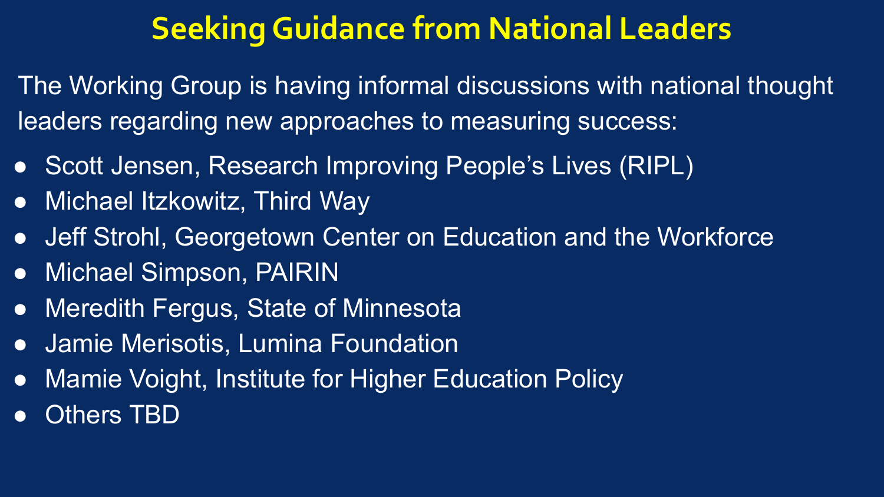# Seeking Guidance from National Leaders

The Working Group is having informal discussions with national thought leaders regarding new approaches to measuring success:

- Scott Jensen, Research Improving People's Lives (RIPL)
- Michael Itzkowitz, Third Way
- Jeff Strohl, Georgetown Center on Education and the Workforce
- Michael Simpson, PAIRIN
- Meredith Fergus, State of Minnesota
- Jamie Merisotis, Lumina Foundation
- Mamie Voight, Institute for Higher Education Policy
- Others TBD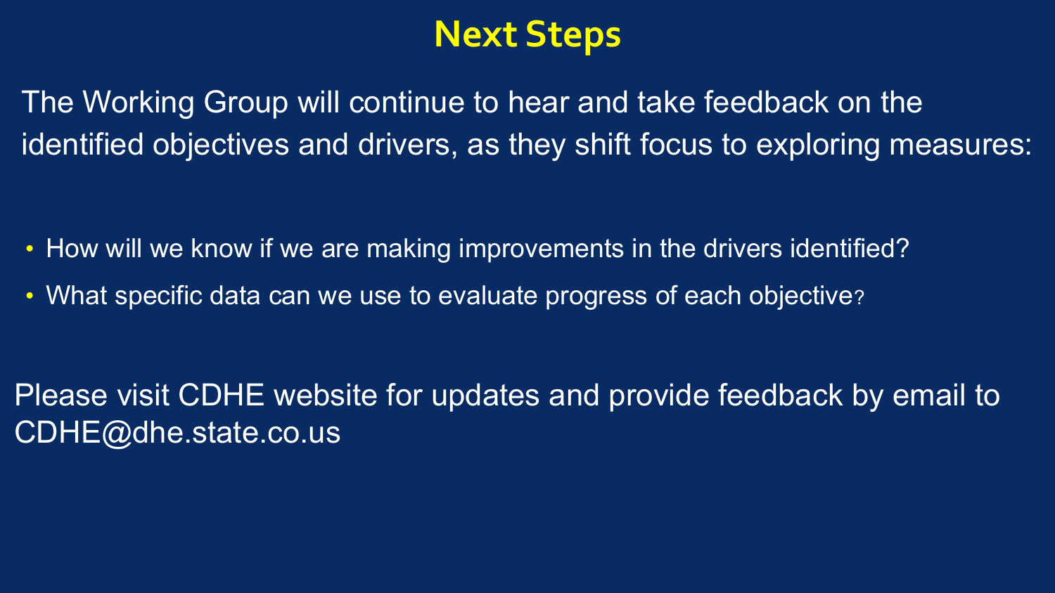# Next Steps

The Working Group will continue to hear and take feedback on the identified objectives and drivers, as they shift focus to exploring measures:

- How will we know if we are making improvements in the drivers identified?
- What specific data can we use to evaluate progress of each objective?

Please visit CDHE website for updates and provide feedback by email to CDHE@dhe.state.co.us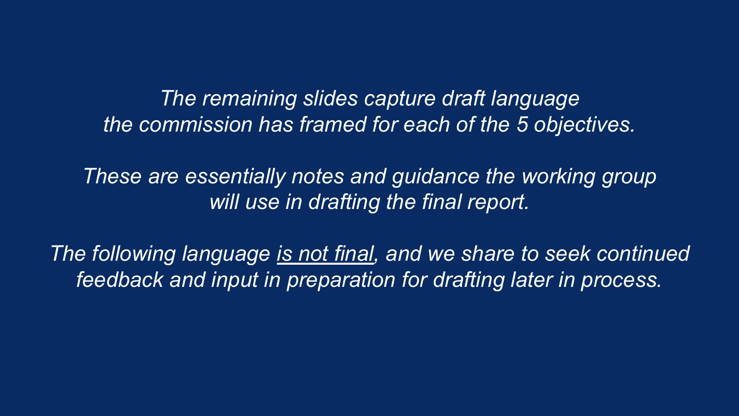*The remaining slides capture draft language the commission has framed for each of the 5 objectives.*

*These are essentially notes and guidance the working group will use in drafting the final report.*

*The following language <u>is not final</u>, and we share to seek continued feedback and input in preparation for drafting later in process.*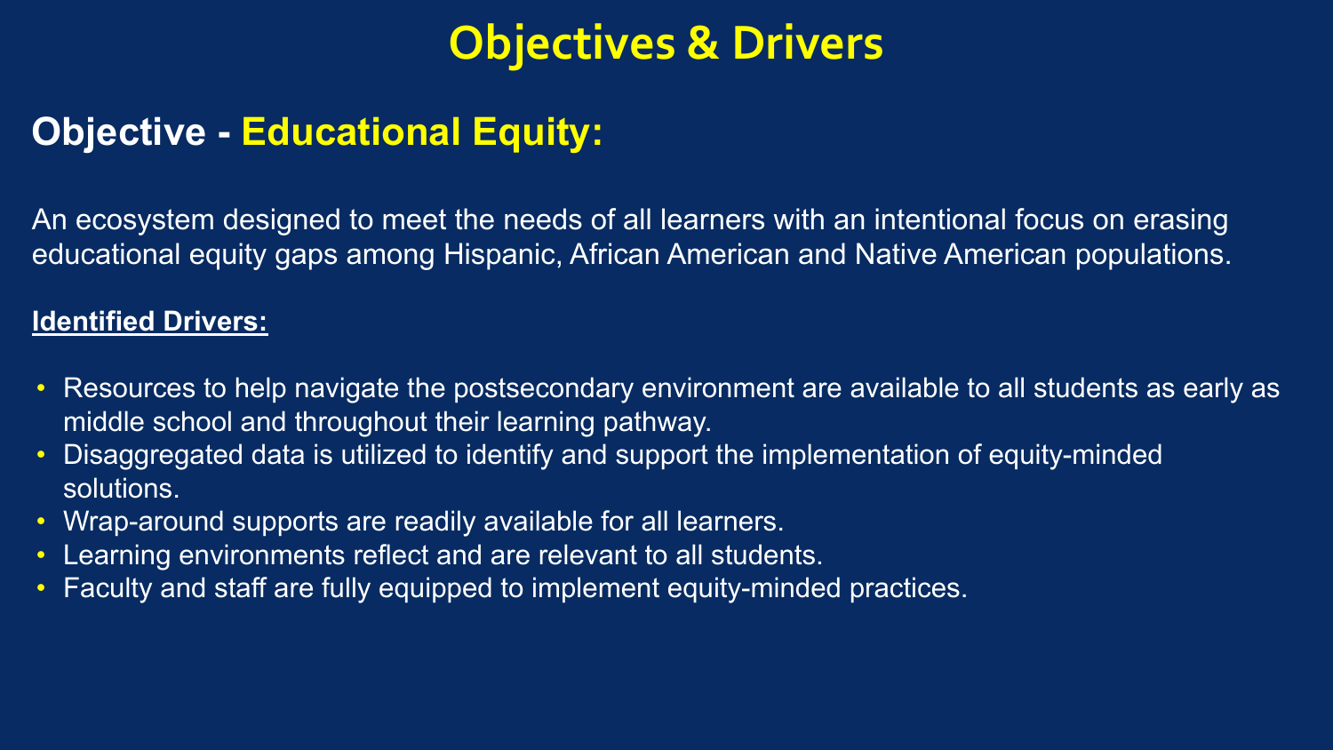# Objectives & Drivers

## Objective - Educational Equity:

An ecosystem designed to meet the needs of all learners with an intentional focus on erasing educational equity gaps among Hispanic, African American and Native American populations.

**Identified Drivers:**

- Resources to help navigate the postsecondary environment are available to all students as early as middle school and throughout their learning pathway.
- Disaggregated data is utilized to identify and support the implementation of equity-minded solutions.
- Wrap-around supports are readily available for all learners.
- Learning environments reflect and are relevant to all students.
- Faculty and staff are fully equipped to implement equity-minded practices.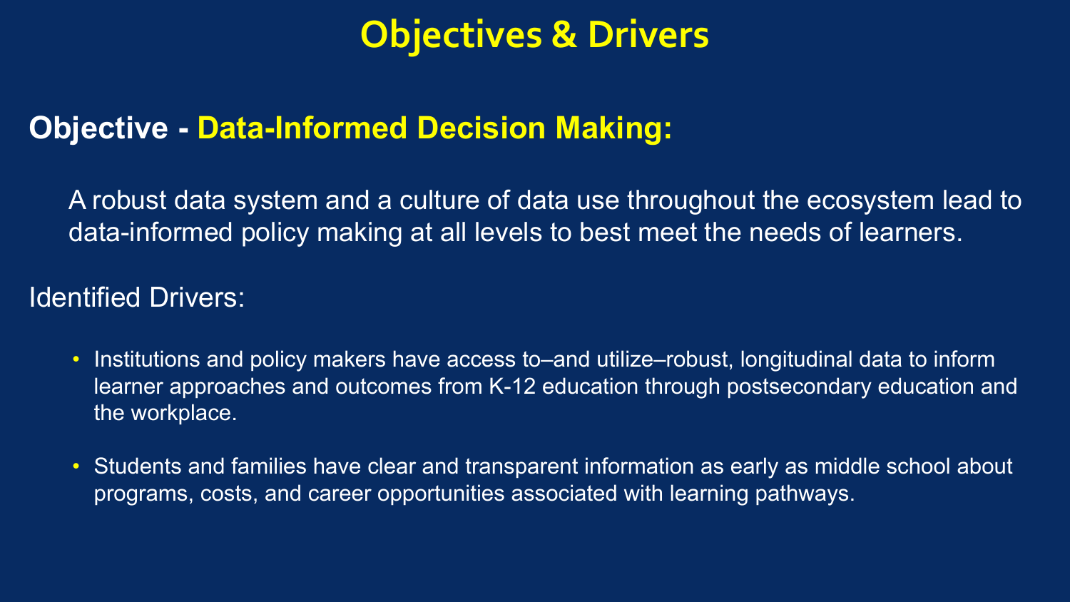# Objectives & Drivers

## Objective - Data-Informed Decision Making:

A robust data system and a culture of data use throughout the ecosystem lead to data-informed policy making at all levels to best meet the needs of learners.

Identified Drivers:

- Institutions and policy makers have access to–and utilize–robust, longitudinal data to inform learner approaches and outcomes from K-12 education through postsecondary education and the workplace.
- Students and families have clear and transparent information as early as middle school about programs, costs, and career opportunities associated with learning pathways.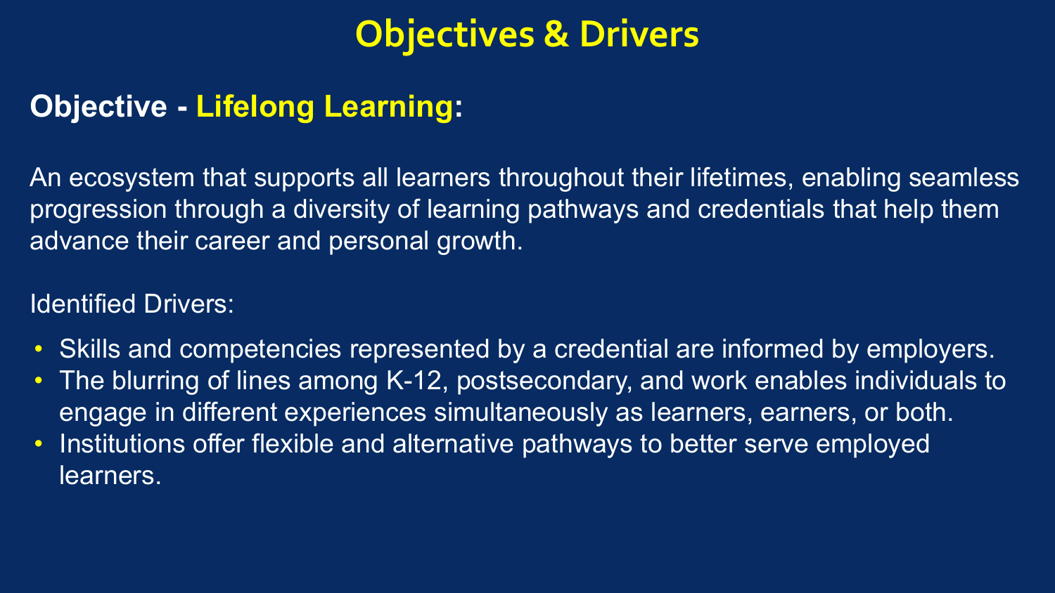# Objectives & Drivers

## Objective - Lifelong Learning:

An ecosystem that supports all learners throughout their lifetimes, enabling seamless progression through a diversity of learning pathways and credentials that help them advance their career and personal growth.

Identified Drivers:

- Skills and competencies represented by a credential are informed by employers.
- The blurring of lines among K-12, postsecondary, and work enables individuals to engage in different experiences simultaneously as learners, earners, or both.
- Institutions offer flexible and alternative pathways to better serve employed learners.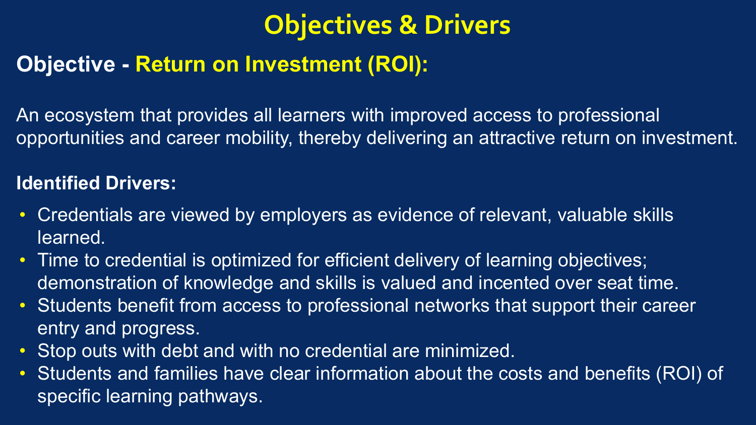# Objectives & Drivers

## Objective - Return on Investment (ROI):

An ecosystem that provides all learners with improved access to professional opportunities and career mobility, thereby delivering an attractive return on investment.

**Identified Drivers:**

- Credentials are viewed by employers as evidence of relevant, valuable skills learned.
- Time to credential is optimized for efficient delivery of learning objectives; demonstration of knowledge and skills is valued and incented over seat time.
- Students benefit from access to professional networks that support their career entry and progress.
- Stop outs with debt and with no credential are minimized.
- Students and families have clear information about the costs and benefits (ROI) of specific learning pathways.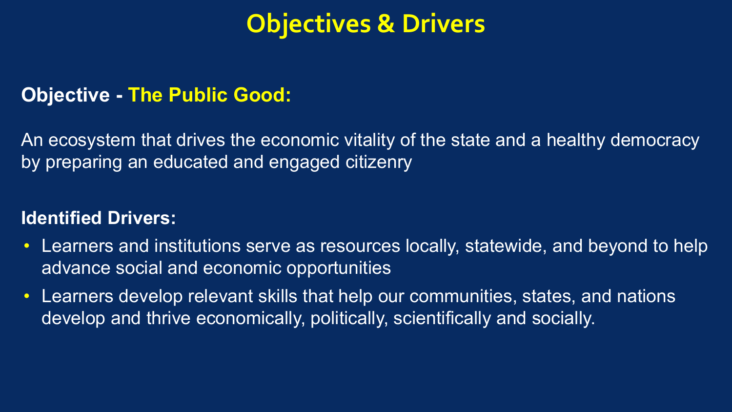# Objectives & Drivers

**Objective - The Public Good:**

An ecosystem that drives the economic vitality of the state and a healthy democracy by preparing an educated and engaged citizenry

**Identified Drivers:**

- Learners and institutions serve as resources locally, statewide, and beyond to help advance social and economic opportunities
- Learners develop relevant skills that help our communities, states, and nations develop and thrive economically, politically, scientifically and socially.